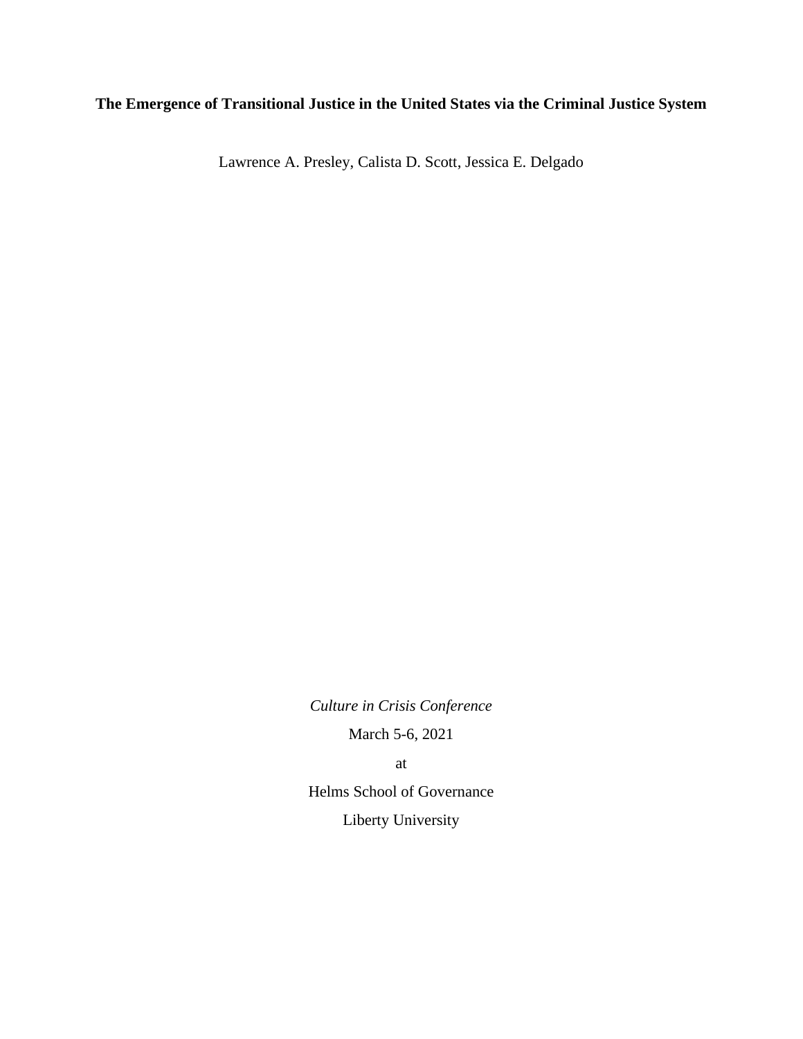# The Emergence of Transitional Justice in the United States via the Criminal Justice System

Lawrence A. Presley, Calista D. Scott, Jessica E. Delgado

*Culture in Crisis Conference*

March 5-6, 2021

at

Helms School of Governance

Liberty University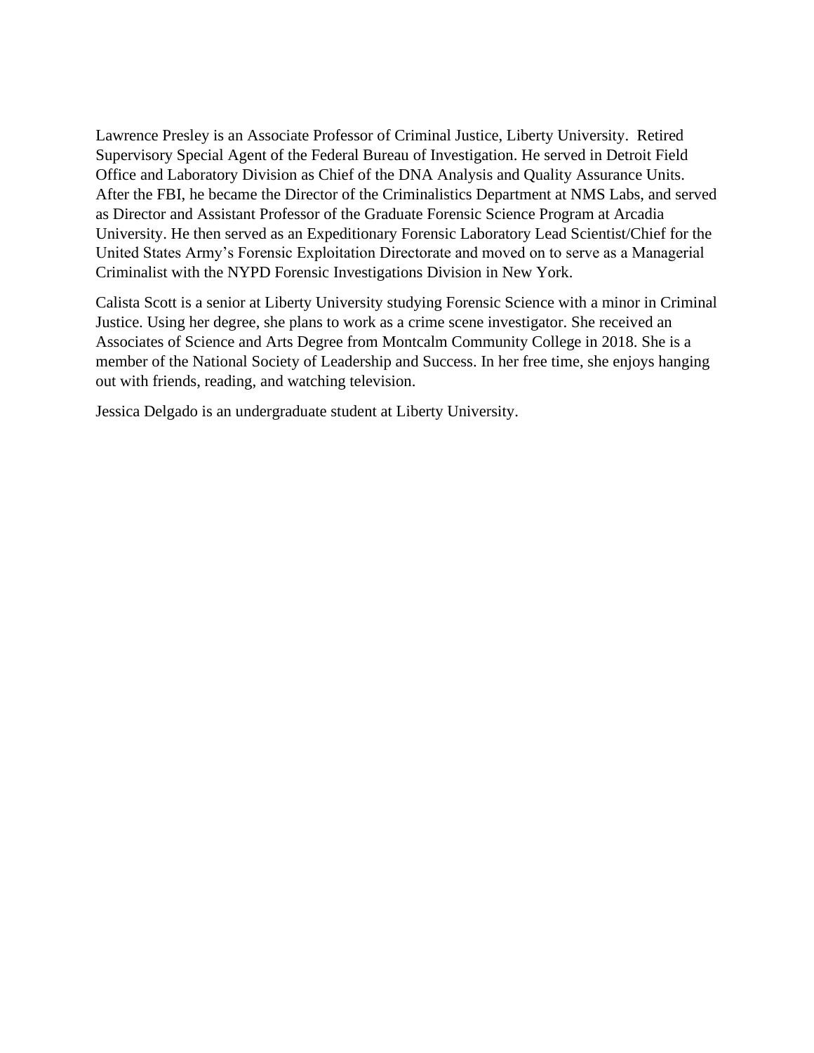Lawrence Presley is an Associate Professor of Criminal Justice, Liberty University. Retired Supervisory Special Agent of the Federal Bureau of Investigation. He served in Detroit Field Office and Laboratory Division as Chief of the DNA Analysis and Quality Assurance Units. After the FBI, he became the Director of the Criminalistics Department at NMS Labs, and served as Director and Assistant Professor of the Graduate Forensic Science Program at Arcadia University. He then served as an Expeditionary Forensic Laboratory Lead Scientist/Chief for the United States Army's Forensic Exploitation Directorate and moved on to serve as a Managerial Criminalist with the NYPD Forensic Investigations Division in New York.

Calista Scott is a senior at Liberty University studying Forensic Science with a minor in Criminal Justice. Using her degree, she plans to work as a crime scene investigator. She received an Associates of Science and Arts Degree from Montcalm Community College in 2018. She is a member of the National Society of Leadership and Success. In her free time, she enjoys hanging out with friends, reading, and watching television.

Jessica Delgado is an undergraduate student at Liberty University.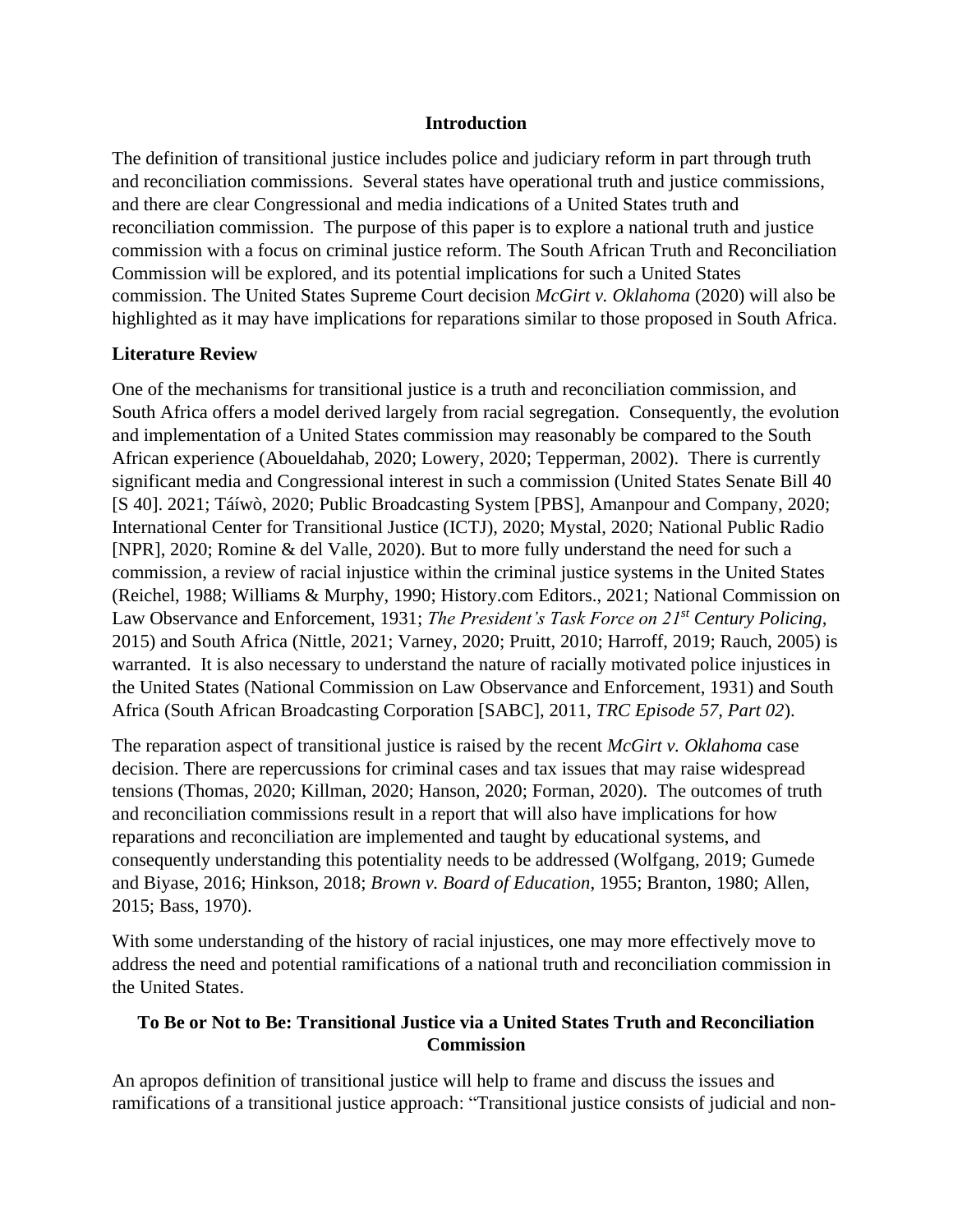## Introduction

The definition of transitional justice includes police and judiciary reform in part through truth and reconciliation commissions. Several states have operational truth and justice commissions, and there are clear Congressional and media indications of a United States truth and reconciliation commission. The purpose of this paper is to explore a national truth and justice commission with a focus on criminal justice reform. The South African Truth and Reconciliation Commission will be explored, and its potential implications for such a United States commission. The United States Supreme Court decision *McGirt v. Oklahoma* (2020) will also be highlighted as it may have implications for reparations similar to those proposed in South Africa.

## Literature Review

One of the mechanisms for transitional justice is a truth and reconciliation commission, and South Africa offers a model derived largely from racial segregation. Consequently, the evolution and implementation of a United States commission may reasonably be compared to the South African experience (Aboueldahab, 2020; Lowery, 2020; Tepperman, 2002). There is currently significant media and Congressional interest in such a commission (United States Senate Bill 40 [S 40]. 2021; Táíwò, 2020; Public Broadcasting System [PBS], Amanpour and Company, 2020; International Center for Transitional Justice (ICTJ), 2020; Mystal, 2020; National Public Radio [NPR], 2020; Romine & del Valle, 2020). But to more fully understand the need for such a commission, a review of racial injustice within the criminal justice systems in the United States (Reichel, 1988; Williams & Murphy, 1990; History.com Editors., 2021; National Commission on Law Observance and Enforcement, 1931; *The President's Task Force on 21st Century Policing,* 2015) and South Africa (Nittle, 2021; Varney, 2020; Pruitt, 2010; Harroff, 2019; Rauch, 2005) is warranted. It is also necessary to understand the nature of racially motivated police injustices in the United States (National Commission on Law Observance and Enforcement, 1931) and South Africa (South African Broadcasting Corporation [SABC], 2011, *TRC Episode 57, Part 02*).

The reparation aspect of transitional justice is raised by the recent *McGirt v. Oklahoma* case decision. There are repercussions for criminal cases and tax issues that may raise widespread tensions (Thomas, 2020; Killman, 2020; Hanson, 2020; Forman, 2020). The outcomes of truth and reconciliation commissions result in a report that will also have implications for how reparations and reconciliation are implemented and taught by educational systems, and consequently understanding this potentiality needs to be addressed (Wolfgang, 2019; Gumede and Biyase, 2016; Hinkson, 2018; *Brown v. Board of Education*, 1955; Branton, 1980; Allen, 2015; Bass, 1970).

With some understanding of the history of racial injustices, one may more effectively move to address the need and potential ramifications of a national truth and reconciliation commission in the United States.

## To Be or Not to Be: Transitional Justice via a United States Truth and Reconciliation Commission

An apropos definition of transitional justice will help to frame and discuss the issues and ramifications of a transitional justice approach: "Transitional justice consists of judicial and non-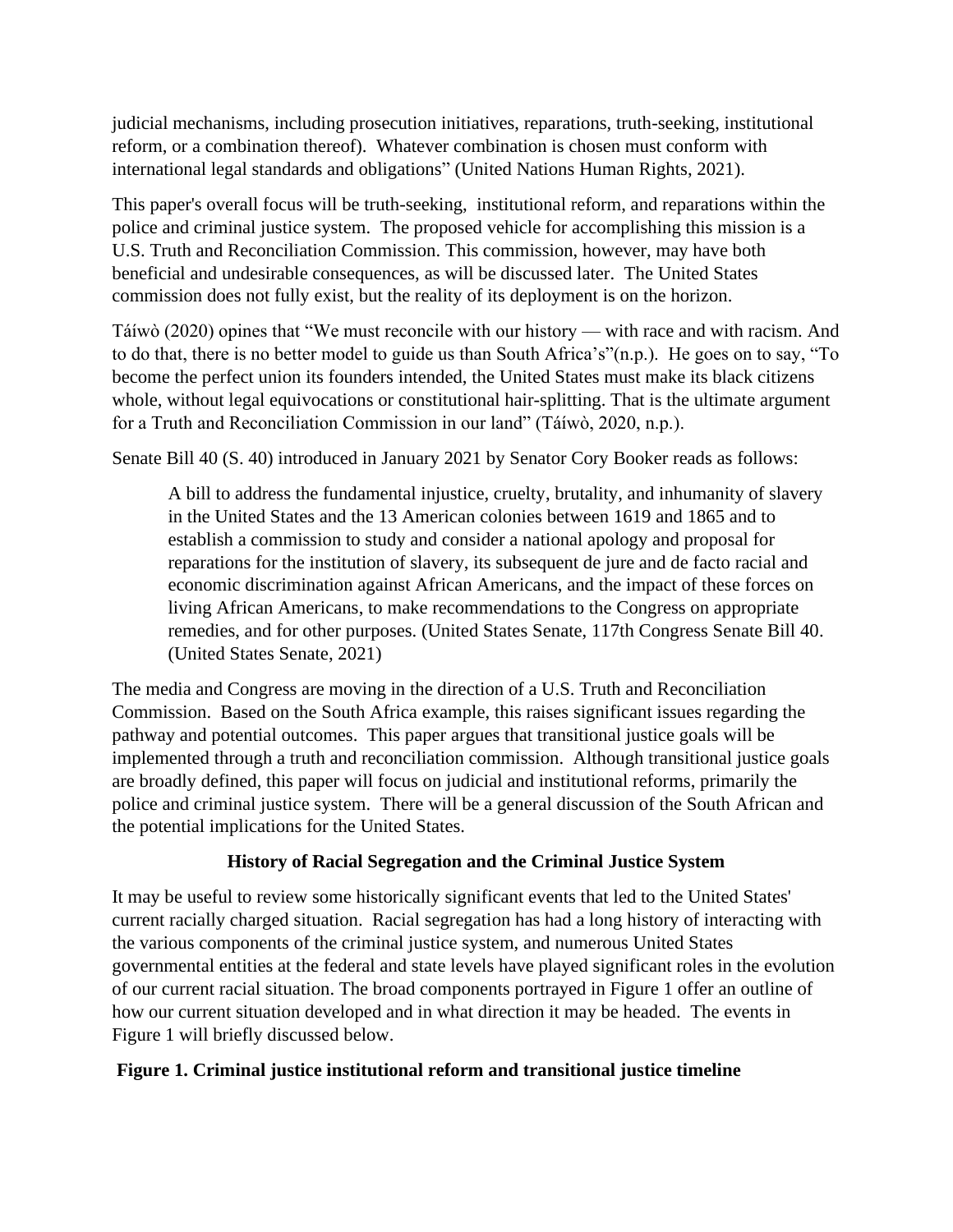judicial mechanisms, including prosecution initiatives, reparations, truth-seeking, institutional reform, or a combination thereof). Whatever combination is chosen must conform with international legal standards and obligations" (United Nations Human Rights, 2021).

This paper's overall focus will be truth-seeking, institutional reform, and reparations within the police and criminal justice system. The proposed vehicle for accomplishing this mission is a U.S. Truth and Reconciliation Commission. This commission, however, may have both beneficial and undesirable consequences, as will be discussed later. The United States commission does not fully exist, but the reality of its deployment is on the horizon.

Táíwò (2020) opines that "We must reconcile with our history — with race and with racism. And to do that, there is no better model to guide us than South Africa's"(n.p.). He goes on to say, "To become the perfect union its founders intended, the United States must make its black citizens whole, without legal equivocations or constitutional hair-splitting. That is the ultimate argument for a Truth and Reconciliation Commission in our land" (Táíwò, 2020, n.p.).

Senate Bill 40 (S. 40) introduced in January 2021 by Senator Cory Booker reads as follows:

> A bill to address the fundamental injustice, cruelty, brutality, and inhumanity of slavery in the United States and the 13 American colonies between 1619 and 1865 and to establish a commission to study and consider a national apology and proposal for reparations for the institution of slavery, its subsequent de jure and de facto racial and economic discrimination against African Americans, and the impact of these forces on living African Americans, to make recommendations to the Congress on appropriate remedies, and for other purposes. (United States Senate, 117th Congress Senate Bill 40. (United States Senate, 2021)

The media and Congress are moving in the direction of a U.S. Truth and Reconciliation Commission. Based on the South Africa example, this raises significant issues regarding the pathway and potential outcomes. This paper argues that transitional justice goals will be implemented through a truth and reconciliation commission. Although transitional justice goals are broadly defined, this paper will focus on judicial and institutional reforms, primarily the police and criminal justice system. There will be a general discussion of the South African and the potential implications for the United States.

## History of Racial Segregation and the Criminal Justice System

It may be useful to review some historically significant events that led to the United States' current racially charged situation. Racial segregation has had a long history of interacting with the various components of the criminal justice system, and numerous United States governmental entities at the federal and state levels have played significant roles in the evolution of our current racial situation. The broad components portrayed in Figure 1 offer an outline of how our current situation developed and in what direction it may be headed. The events in Figure 1 will briefly discussed below.

**Figure 1. Criminal justice institutional reform and transitional justice timeline**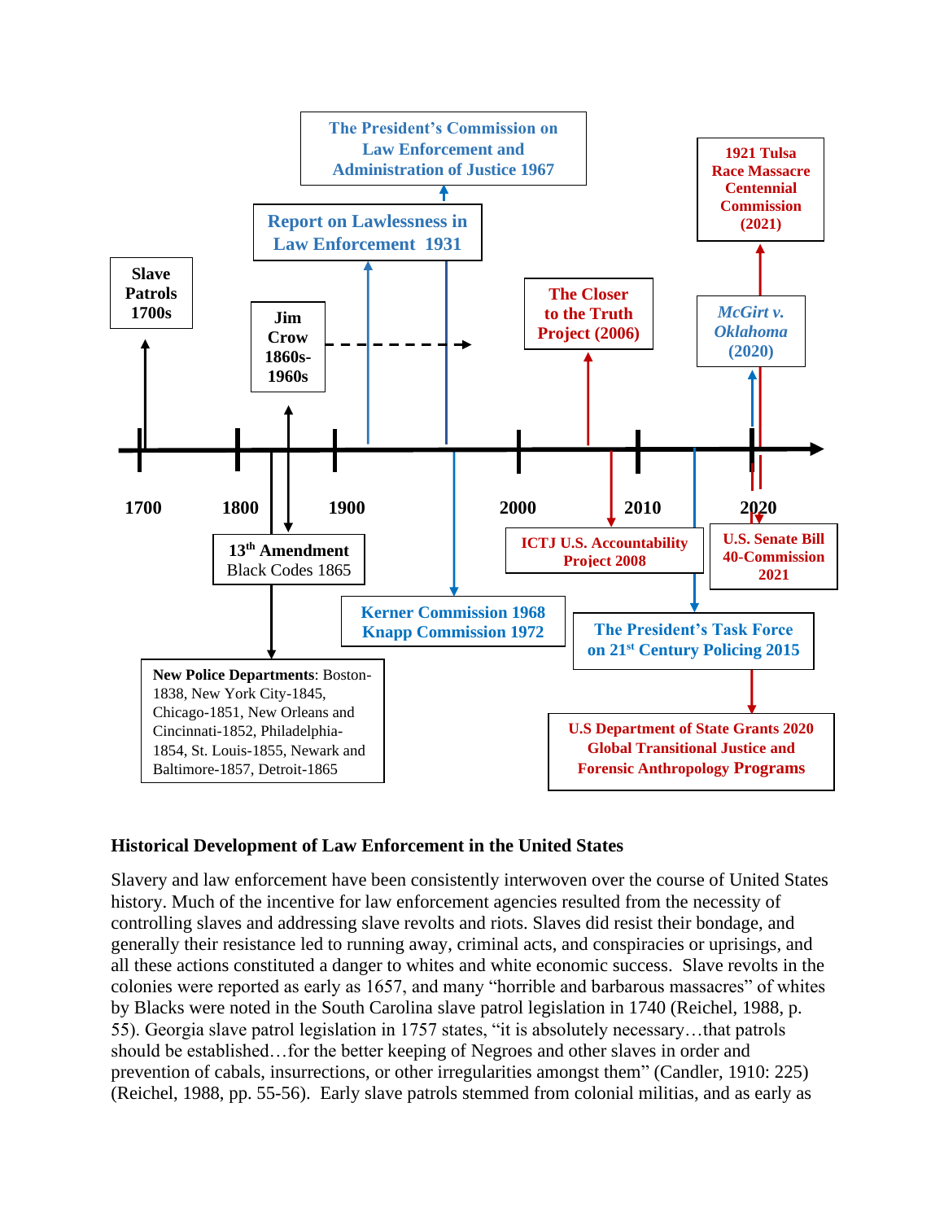Slave Patrols 1700s

Jim Crow 1860s-1960s

Report on Law­lessness in Law Enforcement 1931

The President's Commission on Law Enforcement and Administration of Justice 1967

The Closer to the Truth Project (2006)

McGirt v. Oklahoma (2020)

1921 Tulsa Race Massacre Centennial Commission (2021)

1700 1800 1900 2000 2010 2020

13th Amendment Black Codes 1865

New Police Departments: Boston-1838, New York City-1845, Chicago-1851, New Orleans and Cincinnati-1852, Philadelphia-1854, St. Louis-1855, Newark and Baltimore-1857, Detroit-1865

Kerner Commission 1968 Knapp Commission 1972

ICTJ U.S. Accountability Project 2008

The President's Task Force on 21st Century Policing 2015

U.S. Senate Bill 40-Commission 2021

U.S Department of State Grants 2020 Global Transitional Justice and Forensic Anthropology Programs

**Historical Development of Law Enforcement in the United States**

Slavery and law enforcement have been consistently interwoven over the course of United States history. Much of the incentive for law enforcement agencies resulted from the necessity of controlling slaves and addressing slave revolts and riots. Slaves did resist their bondage, and generally their resistance led to running away, criminal acts, and conspiracies or uprisings, and all these actions constituted a danger to whites and white economic success. Slave revolts in the colonies were reported as early as 1657, and many "horrible and barbarous massacres" of whites by Blacks were noted in the South Carolina slave patrol legislation in 1740 (Reichel, 1988, p. 55). Georgia slave patrol legislation in 1757 states, "it is absolutely necessary…that patrols should be established…for the better keeping of Negroes and other slaves in order and prevention of cabals, insurrections, or other irregularities amongst them" (Candler, 1910: 225) (Reichel, 1988, pp. 55-56). Early slave patrols stemmed from colonial militias, and as early as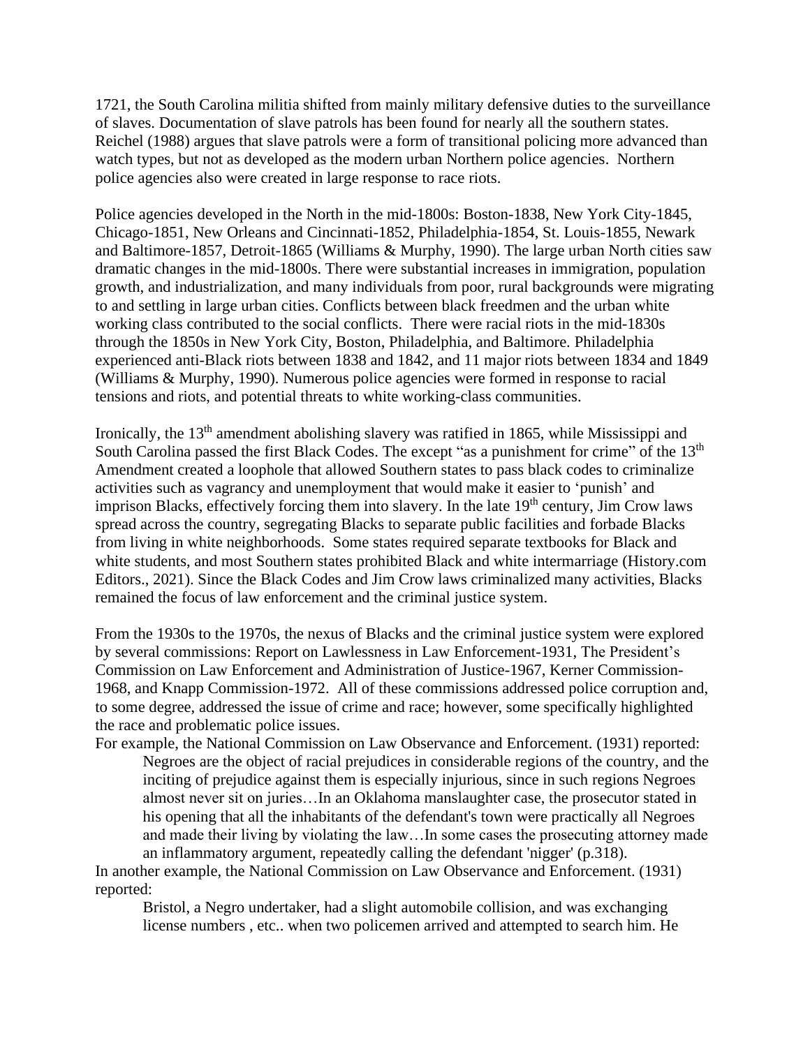1721, the South Carolina militia shifted from mainly military defensive duties to the surveillance of slaves. Documentation of slave patrols has been found for nearly all the southern states. Reichel (1988) argues that slave patrols were a form of transitional policing more advanced than watch types, but not as developed as the modern urban Northern police agencies. Northern police agencies also were created in large response to race riots.

Police agencies developed in the North in the mid-1800s: Boston-1838, New York City-1845, Chicago-1851, New Orleans and Cincinnati-1852, Philadelphia-1854, St. Louis-1855, Newark and Baltimore-1857, Detroit-1865 (Williams & Murphy, 1990). The large urban North cities saw dramatic changes in the mid-1800s. There were substantial increases in immigration, population growth, and industrialization, and many individuals from poor, rural backgrounds were migrating to and settling in large urban cities. Conflicts between black freedmen and the urban white working class contributed to the social conflicts. There were racial riots in the mid-1830s through the 1850s in New York City, Boston, Philadelphia, and Baltimore. Philadelphia experienced anti-Black riots between 1838 and 1842, and 11 major riots between 1834 and 1849 (Williams & Murphy, 1990). Numerous police agencies were formed in response to racial tensions and riots, and potential threats to white working-class communities.

Ironically, the 13th amendment abolishing slavery was ratified in 1865, while Mississippi and South Carolina passed the first Black Codes. The except "as a punishment for crime" of the 13th Amendment created a loophole that allowed Southern states to pass black codes to criminalize activities such as vagrancy and unemployment that would make it easier to 'punish' and imprison Blacks, effectively forcing them into slavery. In the late 19th century, Jim Crow laws spread across the country, segregating Blacks to separate public facilities and forbade Blacks from living in white neighborhoods. Some states required separate textbooks for Black and white students, and most Southern states prohibited Black and white intermarriage (History.com Editors., 2021). Since the Black Codes and Jim Crow laws criminalized many activities, Blacks remained the focus of law enforcement and the criminal justice system.

From the 1930s to the 1970s, the nexus of Blacks and the criminal justice system were explored by several commissions: Report on Lawlessness in Law Enforcement-1931, The President's Commission on Law Enforcement and Administration of Justice-1967, Kerner Commission-1968, and Knapp Commission-1972. All of these commissions addressed police corruption and, to some degree, addressed the issue of crime and race; however, some specifically highlighted the race and problematic police issues.

For example, the National Commission on Law Observance and Enforcement. (1931) reported:

> Negroes are the object of racial prejudices in considerable regions of the country, and the inciting of prejudice against them is especially injurious, since in such regions Negroes almost never sit on juries…In an Oklahoma manslaughter case, the prosecutor stated in his opening that all the inhabitants of the defendant's town were practically all Negroes and made their living by violating the law…In some cases the prosecuting attorney made an inflammatory argument, repeatedly calling the defendant 'nigger' (p.318).

In another example, the National Commission on Law Observance and Enforcement. (1931) reported:

> Bristol, a Negro undertaker, had a slight automobile collision, and was exchanging license numbers , etc.. when two policemen arrived and attempted to search him. He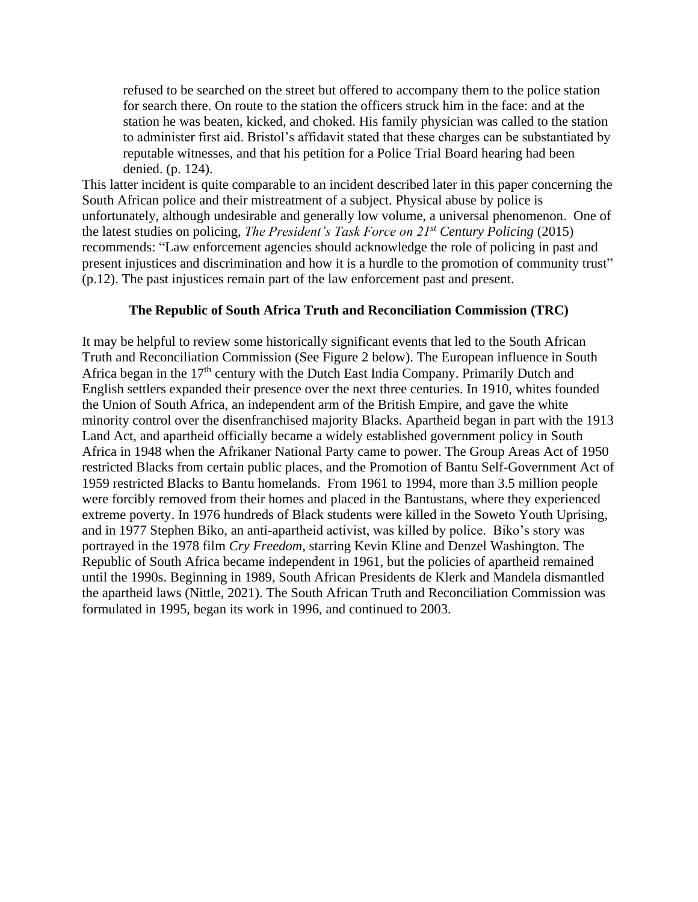> refused to be searched on the street but offered to accompany them to the police station for search there. On route to the station the officers struck him in the face: and at the station he was beaten, kicked, and choked. His family physician was called to the station to administer first aid. Bristol's affidavit stated that these charges can be substantiated by reputable witnesses, and that his petition for a Police Trial Board hearing had been denied. (p. 124).

This latter incident is quite comparable to an incident described later in this paper concerning the South African police and their mistreatment of a subject. Physical abuse by police is unfortunately, although undesirable and generally low volume, a universal phenomenon. One of the latest studies on policing, *The President's Task Force on 21st Century Policing* (2015) recommends: "Law enforcement agencies should acknowledge the role of policing in past and present injustices and discrimination and how it is a hurdle to the promotion of community trust" (p.12). The past injustices remain part of the law enforcement past and present.

### The Republic of South Africa Truth and Reconciliation Commission (TRC)

It may be helpful to review some historically significant events that led to the South African Truth and Reconciliation Commission (See Figure 2 below). The European influence in South Africa began in the 17th century with the Dutch East India Company. Primarily Dutch and English settlers expanded their presence over the next three centuries. In 1910, whites founded the Union of South Africa, an independent arm of the British Empire, and gave the white minority control over the disenfranchised majority Blacks. Apartheid began in part with the 1913 Land Act, and apartheid officially became a widely established government policy in South Africa in 1948 when the Afrikaner National Party came to power. The Group Areas Act of 1950 restricted Blacks from certain public places, and the Promotion of Bantu Self-Government Act of 1959 restricted Blacks to Bantu homelands. From 1961 to 1994, more than 3.5 million people were forcibly removed from their homes and placed in the Bantustans, where they experienced extreme poverty. In 1976 hundreds of Black students were killed in the Soweto Youth Uprising, and in 1977 Stephen Biko, an anti-apartheid activist, was killed by police. Biko's story was portrayed in the 1978 film *Cry Freedom*, starring Kevin Kline and Denzel Washington. The Republic of South Africa became independent in 1961, but the policies of apartheid remained until the 1990s. Beginning in 1989, South African Presidents de Klerk and Mandela dismantled the apartheid laws (Nittle, 2021). The South African Truth and Reconciliation Commission was formulated in 1995, began its work in 1996, and continued to 2003.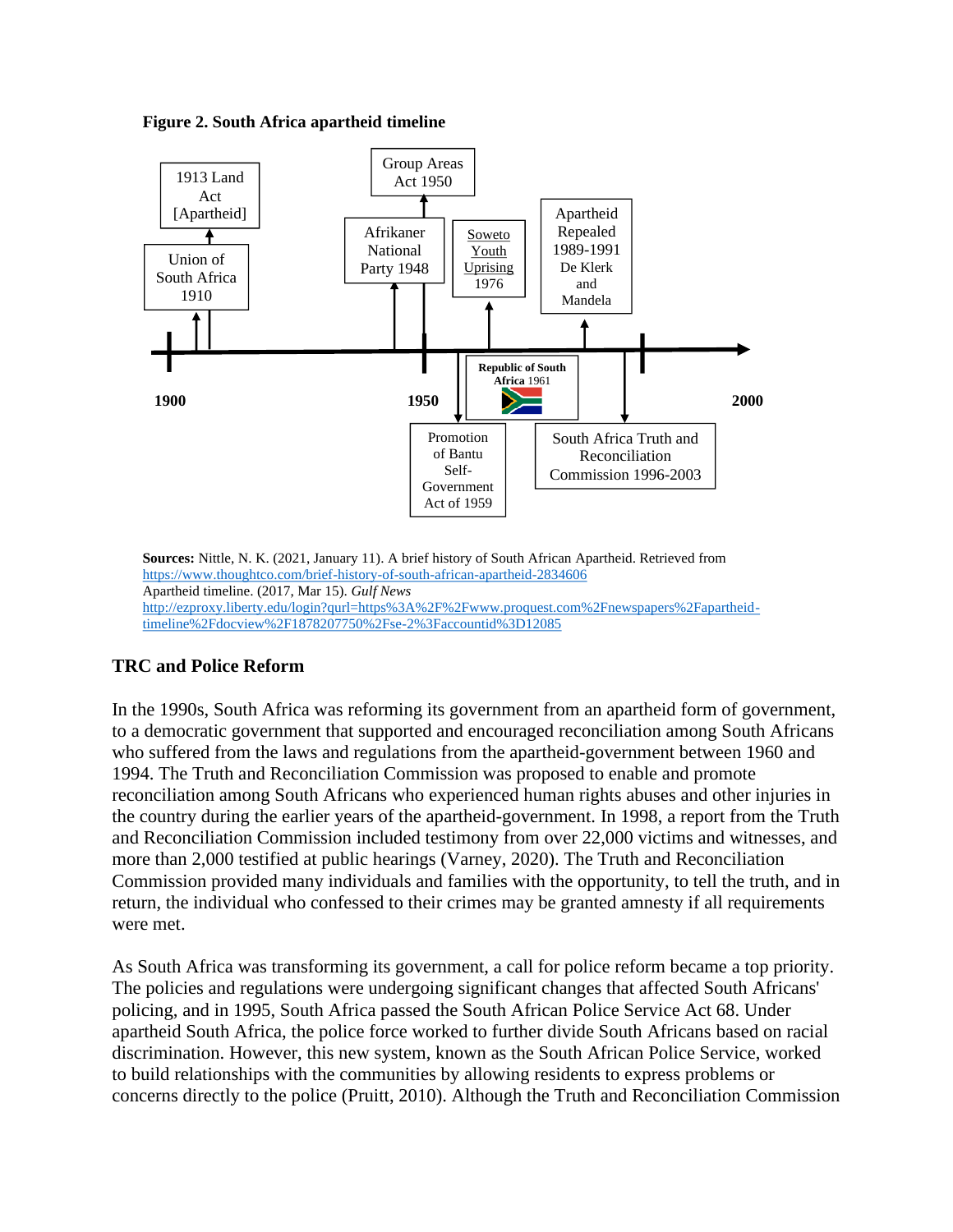**Figure 2. South Africa apartheid timeline**

1900 — Union of South Africa 1910; 1913 Land Act [Apartheid]; Afrikaner National Party 1948; 1950 — Group Areas Act 1950; Promotion of Bantu Self-Government Act of 1959; Republic of South Africa 1961; Soweto Youth Uprising 1976; Apartheid Repealed 1989-1991 De Klerk and Mandela; South Africa Truth and Reconciliation Commission 1996-2003; 2000

**Sources:** Nittle, N. K. (2021, January 11). A brief history of South African Apartheid. Retrieved from https://www.thoughtco.com/brief-history-of-south-african-apartheid-2834606
Apartheid timeline. (2017, Mar 15). *Gulf News* http://ezproxy.liberty.edu/login?qurl=https%3A%2F%2Fwww.proquest.com%2Fnewspapers%2Fapartheid-timeline%2Fdocview%2F1878207750%2Fse-2%3Faccountid%3D12085

## TRC and Police Reform

In the 1990s, South Africa was reforming its government from an apartheid form of government, to a democratic government that supported and encouraged reconciliation among South Africans who suffered from the laws and regulations from the apartheid-government between 1960 and 1994. The Truth and Reconciliation Commission was proposed to enable and promote reconciliation among South Africans who experienced human rights abuses and other injuries in the country during the earlier years of the apartheid-government. In 1998, a report from the Truth and Reconciliation Commission included testimony from over 22,000 victims and witnesses, and more than 2,000 testified at public hearings (Varney, 2020). The Truth and Reconciliation Commission provided many individuals and families with the opportunity, to tell the truth, and in return, the individual who confessed to their crimes may be granted amnesty if all requirements were met.

As South Africa was transforming its government, a call for police reform became a top priority. The policies and regulations were undergoing significant changes that affected South Africans' policing, and in 1995, South Africa passed the South African Police Service Act 68. Under apartheid South Africa, the police force worked to further divide South Africans based on racial discrimination. However, this new system, known as the South African Police Service, worked to build relationships with the communities by allowing residents to express problems or concerns directly to the police (Pruitt, 2010). Although the Truth and Reconciliation Commission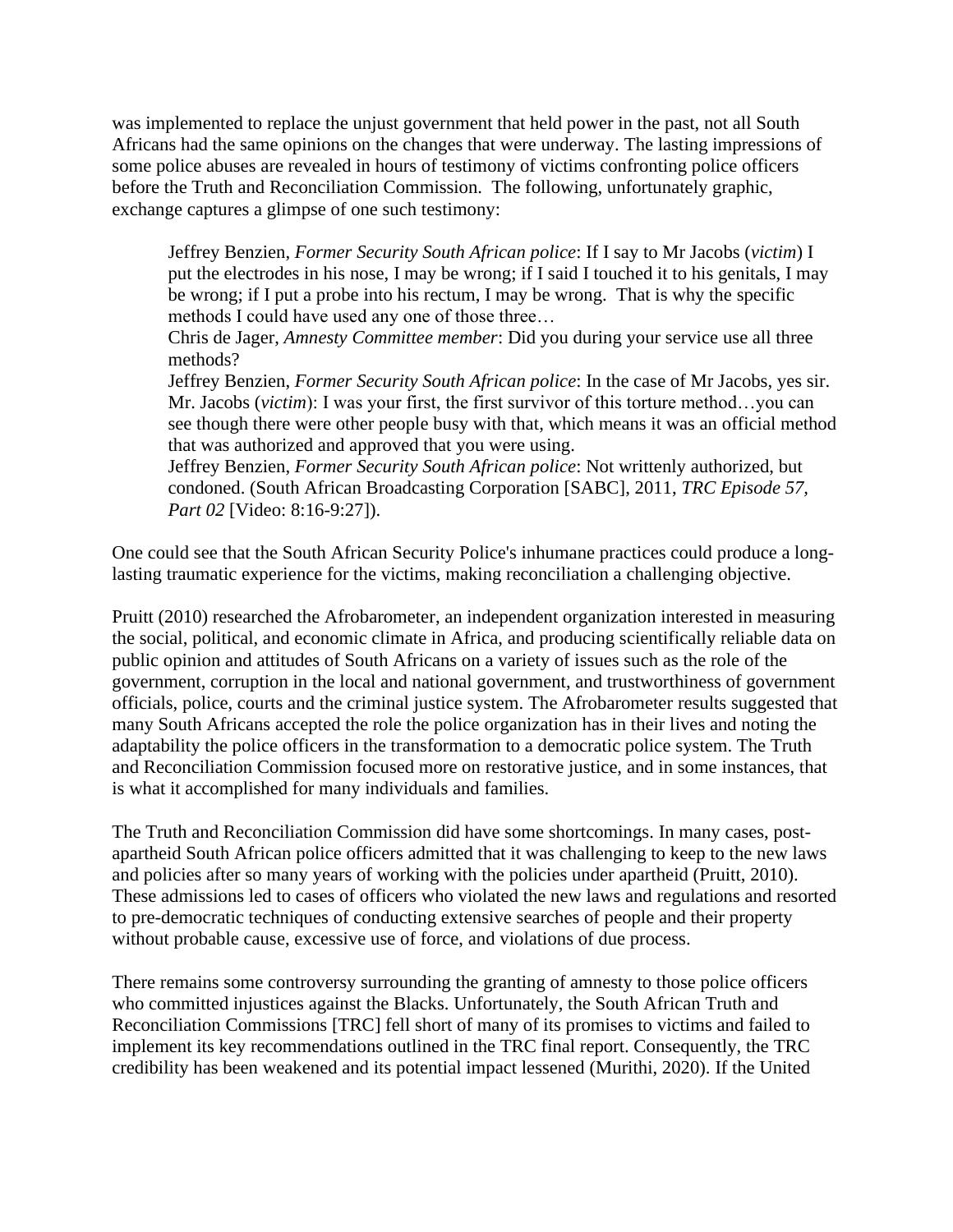was implemented to replace the unjust government that held power in the past, not all South Africans had the same opinions on the changes that were underway. The lasting impressions of some police abuses are revealed in hours of testimony of victims confronting police officers before the Truth and Reconciliation Commission. The following, unfortunately graphic, exchange captures a glimpse of one such testimony:

> Jeffrey Benzien, *Former Security South African police*: If I say to Mr Jacobs (*victim*) I put the electrodes in his nose, I may be wrong; if I said I touched it to his genitals, I may be wrong; if I put a probe into his rectum, I may be wrong. That is why the specific methods I could have used any one of those three…
> Chris de Jager, *Amnesty Committee member*: Did you during your service use all three methods?
> Jeffrey Benzien, *Former Security South African police*: In the case of Mr Jacobs, yes sir.
> Mr. Jacobs (*victim*): I was your first, the first survivor of this torture method…you can see though there were other people busy with that, which means it was an official method that was authorized and approved that you were using.
> Jeffrey Benzien, *Former Security South African police*: Not writtenly authorized, but condoned. (South African Broadcasting Corporation [SABC], 2011, *TRC Episode 57, Part 02* [Video: 8:16-9:27]).

One could see that the South African Security Police's inhumane practices could produce a long-lasting traumatic experience for the victims, making reconciliation a challenging objective.

Pruitt (2010) researched the Afrobarometer, an independent organization interested in measuring the social, political, and economic climate in Africa, and producing scientifically reliable data on public opinion and attitudes of South Africans on a variety of issues such as the role of the government, corruption in the local and national government, and trustworthiness of government officials, police, courts and the criminal justice system. The Afrobarometer results suggested that many South Africans accepted the role the police organization has in their lives and noting the adaptability the police officers in the transformation to a democratic police system. The Truth and Reconciliation Commission focused more on restorative justice, and in some instances, that is what it accomplished for many individuals and families.

The Truth and Reconciliation Commission did have some shortcomings. In many cases, post-apartheid South African police officers admitted that it was challenging to keep to the new laws and policies after so many years of working with the policies under apartheid (Pruitt, 2010). These admissions led to cases of officers who violated the new laws and regulations and resorted to pre-democratic techniques of conducting extensive searches of people and their property without probable cause, excessive use of force, and violations of due process.

There remains some controversy surrounding the granting of amnesty to those police officers who committed injustices against the Blacks. Unfortunately, the South African Truth and Reconciliation Commissions [TRC] fell short of many of its promises to victims and failed to implement its key recommendations outlined in the TRC final report. Consequently, the TRC credibility has been weakened and its potential impact lessened (Murithi, 2020). If the United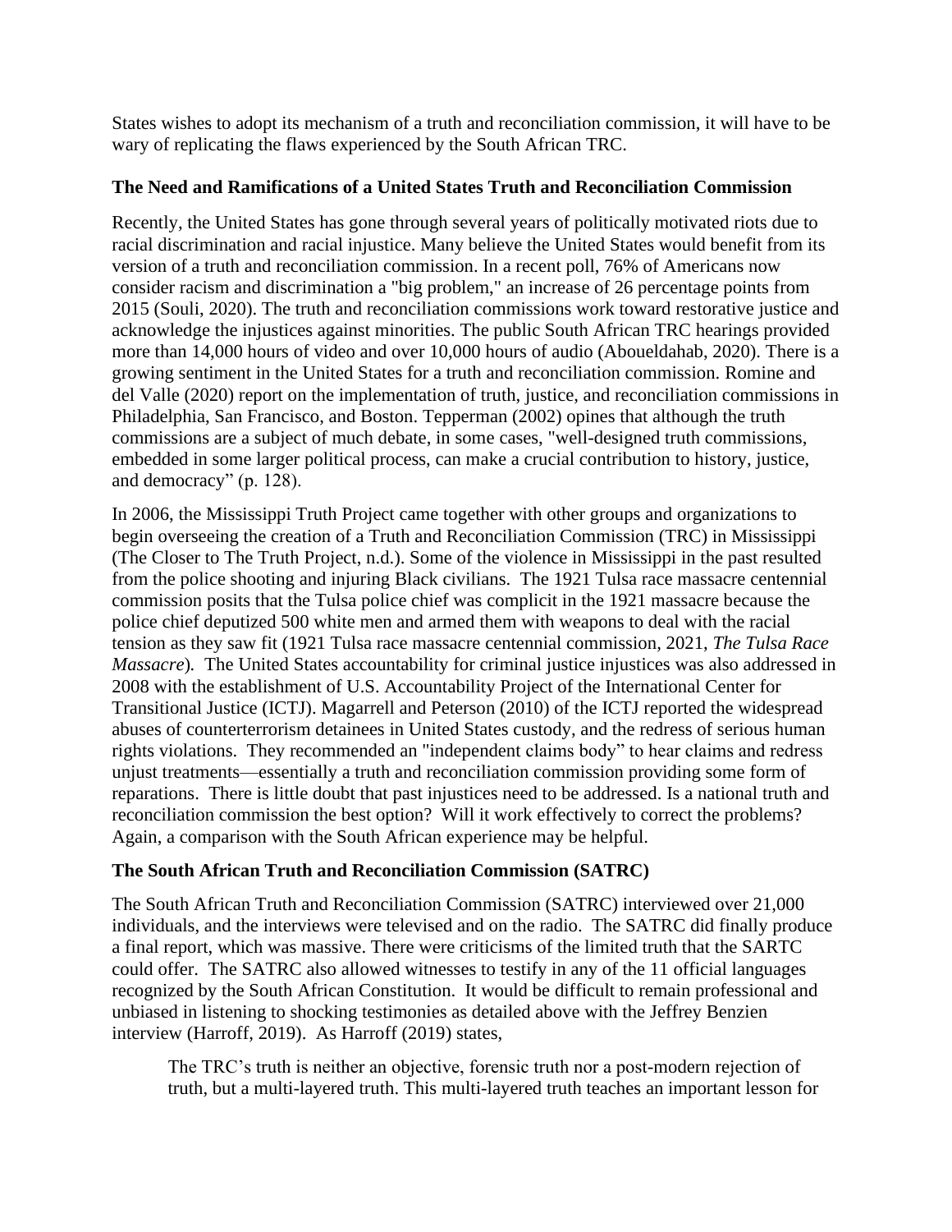States wishes to adopt its mechanism of a truth and reconciliation commission, it will have to be wary of replicating the flaws experienced by the South African TRC.

### The Need and Ramifications of a United States Truth and Reconciliation Commission

Recently, the United States has gone through several years of politically motivated riots due to racial discrimination and racial injustice. Many believe the United States would benefit from its version of a truth and reconciliation commission. In a recent poll, 76% of Americans now consider racism and discrimination a "big problem," an increase of 26 percentage points from 2015 (Souli, 2020). The truth and reconciliation commissions work toward restorative justice and acknowledge the injustices against minorities. The public South African TRC hearings provided more than 14,000 hours of video and over 10,000 hours of audio (Aboueldahab, 2020). There is a growing sentiment in the United States for a truth and reconciliation commission. Romine and del Valle (2020) report on the implementation of truth, justice, and reconciliation commissions in Philadelphia, San Francisco, and Boston. Tepperman (2002) opines that although the truth commissions are a subject of much debate, in some cases, "well-designed truth commissions, embedded in some larger political process, can make a crucial contribution to history, justice, and democracy" (p. 128).

In 2006, the Mississippi Truth Project came together with other groups and organizations to begin overseeing the creation of a Truth and Reconciliation Commission (TRC) in Mississippi (The Closer to The Truth Project, n.d.). Some of the violence in Mississippi in the past resulted from the police shooting and injuring Black civilians. The 1921 Tulsa race massacre centennial commission posits that the Tulsa police chief was complicit in the 1921 massacre because the police chief deputized 500 white men and armed them with weapons to deal with the racial tension as they saw fit (1921 Tulsa race massacre centennial commission, 2021, *The Tulsa Race Massacre*). The United States accountability for criminal justice injustices was also addressed in 2008 with the establishment of U.S. Accountability Project of the International Center for Transitional Justice (ICTJ). Magarrell and Peterson (2010) of the ICTJ reported the widespread abuses of counterterrorism detainees in United States custody, and the redress of serious human rights violations. They recommended an "independent claims body" to hear claims and redress unjust treatments—essentially a truth and reconciliation commission providing some form of reparations. There is little doubt that past injustices need to be addressed. Is a national truth and reconciliation commission the best option? Will it work effectively to correct the problems? Again, a comparison with the South African experience may be helpful.

### The South African Truth and Reconciliation Commission (SATRC)

The South African Truth and Reconciliation Commission (SATRC) interviewed over 21,000 individuals, and the interviews were televised and on the radio. The SATRC did finally produce a final report, which was massive. There were criticisms of the limited truth that the SARTC could offer. The SATRC also allowed witnesses to testify in any of the 11 official languages recognized by the South African Constitution. It would be difficult to remain professional and unbiased in listening to shocking testimonies as detailed above with the Jeffrey Benzien interview (Harroff, 2019). As Harroff (2019) states,

> The TRC's truth is neither an objective, forensic truth nor a post-modern rejection of truth, but a multi-layered truth. This multi-layered truth teaches an important lesson for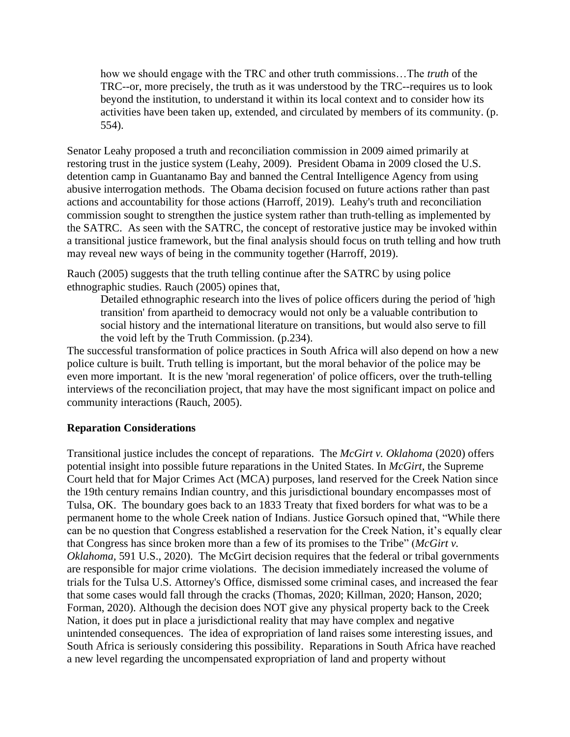> how we should engage with the TRC and other truth commissions…The *truth* of the TRC--or, more precisely, the truth as it was understood by the TRC--requires us to look beyond the institution, to understand it within its local context and to consider how its activities have been taken up, extended, and circulated by members of its community. (p. 554).

Senator Leahy proposed a truth and reconciliation commission in 2009 aimed primarily at restoring trust in the justice system (Leahy, 2009). President Obama in 2009 closed the U.S. detention camp in Guantanamo Bay and banned the Central Intelligence Agency from using abusive interrogation methods. The Obama decision focused on future actions rather than past actions and accountability for those actions (Harroff, 2019). Leahy's truth and reconciliation commission sought to strengthen the justice system rather than truth-telling as implemented by the SATRC. As seen with the SATRC, the concept of restorative justice may be invoked within a transitional justice framework, but the final analysis should focus on truth telling and how truth may reveal new ways of being in the community together (Harroff, 2019).

Rauch (2005) suggests that the truth telling continue after the SATRC by using police ethnographic studies. Rauch (2005) opines that,

> Detailed ethnographic research into the lives of police officers during the period of 'high transition' from apartheid to democracy would not only be a valuable contribution to social history and the international literature on transitions, but would also serve to fill the void left by the Truth Commission. (p.234).

The successful transformation of police practices in South Africa will also depend on how a new police culture is built. Truth telling is important, but the moral behavior of the police may be even more important. It is the new 'moral regeneration' of police officers, over the truth-telling interviews of the reconciliation project, that may have the most significant impact on police and community interactions (Rauch, 2005).

**Reparation Considerations**

Transitional justice includes the concept of reparations. The *McGirt v. Oklahoma* (2020) offers potential insight into possible future reparations in the United States. In *McGirt*, the Supreme Court held that for Major Crimes Act (MCA) purposes, land reserved for the Creek Nation since the 19th century remains Indian country, and this jurisdictional boundary encompasses most of Tulsa, OK. The boundary goes back to an 1833 Treaty that fixed borders for what was to be a permanent home to the whole Creek nation of Indians. Justice Gorsuch opined that, "While there can be no question that Congress established a reservation for the Creek Nation, it's equally clear that Congress has since broken more than a few of its promises to the Tribe" (*McGirt v. Oklahoma,* 591 U.S., 2020). The McGirt decision requires that the federal or tribal governments are responsible for major crime violations. The decision immediately increased the volume of trials for the Tulsa U.S. Attorney's Office, dismissed some criminal cases, and increased the fear that some cases would fall through the cracks (Thomas, 2020; Killman, 2020; Hanson, 2020; Forman, 2020). Although the decision does NOT give any physical property back to the Creek Nation, it does put in place a jurisdictional reality that may have complex and negative unintended consequences. The idea of expropriation of land raises some interesting issues, and South Africa is seriously considering this possibility. Reparations in South Africa have reached a new level regarding the uncompensated expropriation of land and property without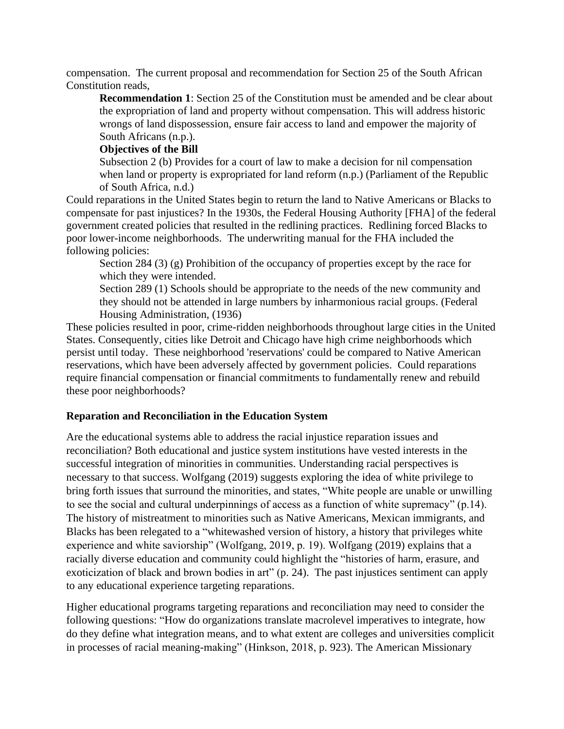compensation. The current proposal and recommendation for Section 25 of the South African Constitution reads,

> **Recommendation 1**: Section 25 of the Constitution must be amended and be clear about the expropriation of land and property without compensation. This will address historic wrongs of land dispossession, ensure fair access to land and empower the majority of South Africans (n.p.).
>
> **Objectives of the Bill**
>
> Subsection 2 (b) Provides for a court of law to make a decision for nil compensation when land or property is expropriated for land reform (n.p.) (Parliament of the Republic of South Africa, n.d.)

Could reparations in the United States begin to return the land to Native Americans or Blacks to compensate for past injustices? In the 1930s, the Federal Housing Authority [FHA] of the federal government created policies that resulted in the redlining practices. Redlining forced Blacks to poor lower-income neighborhoods. The underwriting manual for the FHA included the following policies:

> Section 284 (3) (g) Prohibition of the occupancy of properties except by the race for which they were intended.
>
> Section 289 (1) Schools should be appropriate to the needs of the new community and they should not be attended in large numbers by inharmonious racial groups. (Federal Housing Administration, (1936)

These policies resulted in poor, crime-ridden neighborhoods throughout large cities in the United States. Consequently, cities like Detroit and Chicago have high crime neighborhoods which persist until today. These neighborhood 'reservations' could be compared to Native American reservations, which have been adversely affected by government policies. Could reparations require financial compensation or financial commitments to fundamentally renew and rebuild these poor neighborhoods?

### Reparation and Reconciliation in the Education System

Are the educational systems able to address the racial injustice reparation issues and reconciliation? Both educational and justice system institutions have vested interests in the successful integration of minorities in communities. Understanding racial perspectives is necessary to that success. Wolfgang (2019) suggests exploring the idea of white privilege to bring forth issues that surround the minorities, and states, "White people are unable or unwilling to see the social and cultural underpinnings of access as a function of white supremacy" (p.14). The history of mistreatment to minorities such as Native Americans, Mexican immigrants, and Blacks has been relegated to a "whitewashed version of history, a history that privileges white experience and white saviorship" (Wolfgang, 2019, p. 19). Wolfgang (2019) explains that a racially diverse education and community could highlight the "histories of harm, erasure, and exoticization of black and brown bodies in art" (p. 24). The past injustices sentiment can apply to any educational experience targeting reparations.

Higher educational programs targeting reparations and reconciliation may need to consider the following questions: "How do organizations translate macrolevel imperatives to integrate, how do they define what integration means, and to what extent are colleges and universities complicit in processes of racial meaning-making" (Hinkson, 2018, p. 923). The American Missionary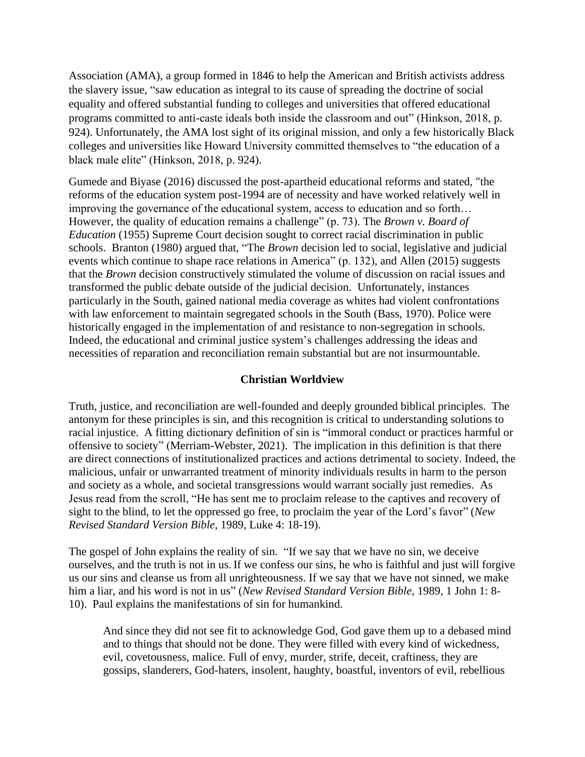Association (AMA), a group formed in 1846 to help the American and British activists address the slavery issue, "saw education as integral to its cause of spreading the doctrine of social equality and offered substantial funding to colleges and universities that offered educational programs committed to anti-caste ideals both inside the classroom and out" (Hinkson, 2018, p. 924). Unfortunately, the AMA lost sight of its original mission, and only a few historically Black colleges and universities like Howard University committed themselves to "the education of a black male elite" (Hinkson, 2018, p. 924).

Gumede and Biyase (2016) discussed the post-apartheid educational reforms and stated, "the reforms of the education system post-1994 are of necessity and have worked relatively well in improving the governance of the educational system, access to education and so forth… However, the quality of education remains a challenge" (p. 73). The *Brown v. Board of Education* (1955) Supreme Court decision sought to correct racial discrimination in public schools. Branton (1980) argued that, "The *Brown* decision led to social, legislative and judicial events which continue to shape race relations in America" (p. 132), and Allen (2015) suggests that the *Brown* decision constructively stimulated the volume of discussion on racial issues and transformed the public debate outside of the judicial decision. Unfortunately, instances particularly in the South, gained national media coverage as whites had violent confrontations with law enforcement to maintain segregated schools in the South (Bass, 1970). Police were historically engaged in the implementation of and resistance to non-segregation in schools. Indeed, the educational and criminal justice system's challenges addressing the ideas and necessities of reparation and reconciliation remain substantial but are not insurmountable.

## Christian Worldview

Truth, justice, and reconciliation are well-founded and deeply grounded biblical principles. The antonym for these principles is sin, and this recognition is critical to understanding solutions to racial injustice. A fitting dictionary definition of sin is "immoral conduct or practices harmful or offensive to society" (Merriam-Webster, 2021). The implication in this definition is that there are direct connections of institutionalized practices and actions detrimental to society. Indeed, the malicious, unfair or unwarranted treatment of minority individuals results in harm to the person and society as a whole, and societal transgressions would warrant socially just remedies. As Jesus read from the scroll, "He has sent me to proclaim release to the captives and recovery of sight to the blind, to let the oppressed go free, to proclaim the year of the Lord's favor" (*New Revised Standard Version Bible*, 1989, Luke 4: 18-19).

The gospel of John explains the reality of sin. "If we say that we have no sin, we deceive ourselves, and the truth is not in us. If we confess our sins, he who is faithful and just will forgive us our sins and cleanse us from all unrighteousness. If we say that we have not sinned, we make him a liar, and his word is not in us" (*New Revised Standard Version Bible*, 1989, 1 John 1: 8-10). Paul explains the manifestations of sin for humankind.

> And since they did not see fit to acknowledge God, God gave them up to a debased mind and to things that should not be done. They were filled with every kind of wickedness, evil, covetousness, malice. Full of envy, murder, strife, deceit, craftiness, they are gossips, slanderers, God-haters, insolent, haughty, boastful, inventors of evil, rebellious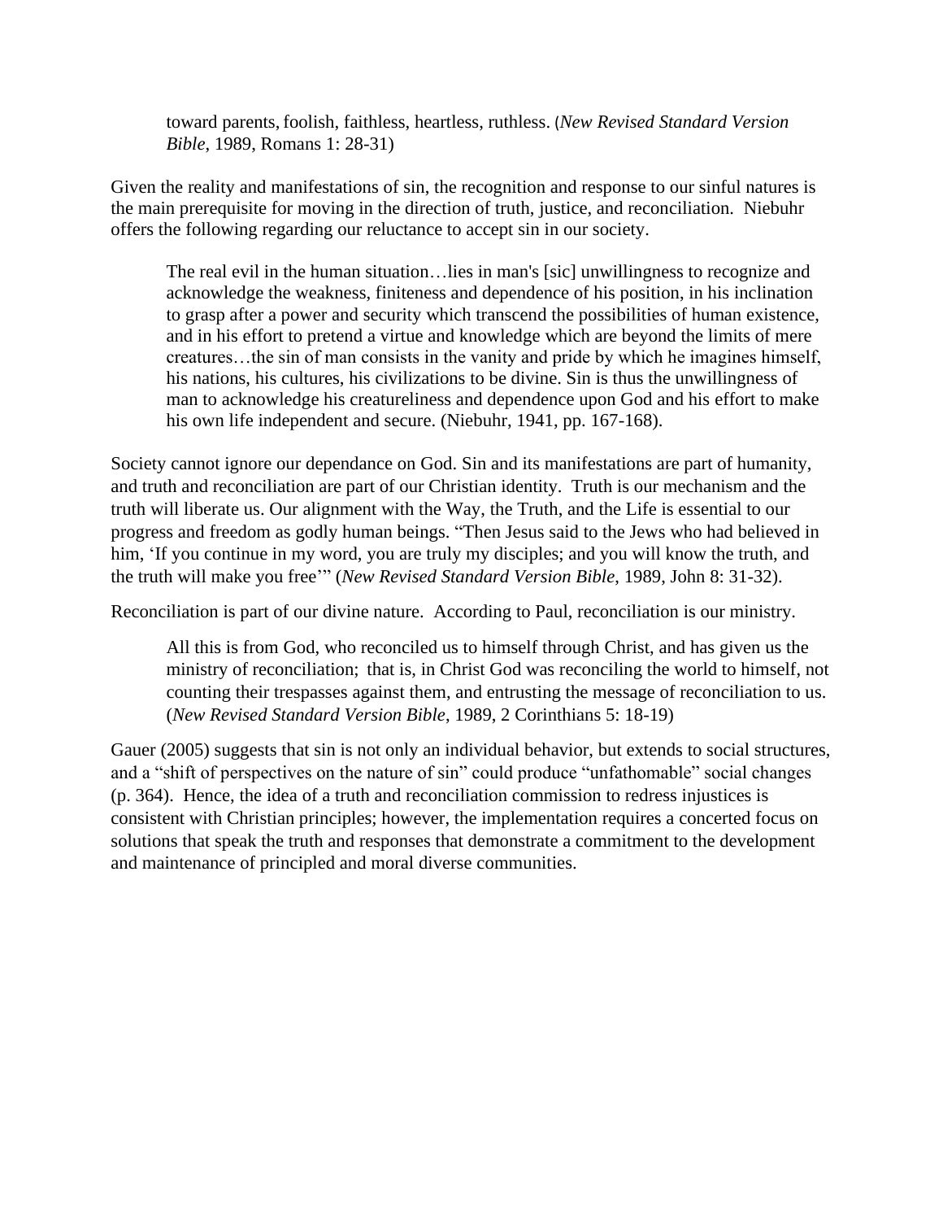> toward parents, foolish, faithless, heartless, ruthless. (*New Revised Standard Version Bible*, 1989, Romans 1: 28-31)

Given the reality and manifestations of sin, the recognition and response to our sinful natures is the main prerequisite for moving in the direction of truth, justice, and reconciliation. Niebuhr offers the following regarding our reluctance to accept sin in our society.

> The real evil in the human situation…lies in man's [sic] unwillingness to recognize and acknowledge the weakness, finiteness and dependence of his position, in his inclination to grasp after a power and security which transcend the possibilities of human existence, and in his effort to pretend a virtue and knowledge which are beyond the limits of mere creatures…the sin of man consists in the vanity and pride by which he imagines himself, his nations, his cultures, his civilizations to be divine. Sin is thus the unwillingness of man to acknowledge his creatureliness and dependence upon God and his effort to make his own life independent and secure. (Niebuhr, 1941, pp. 167-168).

Society cannot ignore our dependance on God. Sin and its manifestations are part of humanity, and truth and reconciliation are part of our Christian identity. Truth is our mechanism and the truth will liberate us. Our alignment with the Way, the Truth, and the Life is essential to our progress and freedom as godly human beings. "Then Jesus said to the Jews who had believed in him, 'If you continue in my word, you are truly my disciples; and you will know the truth, and the truth will make you free'" (*New Revised Standard Version Bible*, 1989, John 8: 31-32).

Reconciliation is part of our divine nature. According to Paul, reconciliation is our ministry.

> All this is from God, who reconciled us to himself through Christ, and has given us the ministry of reconciliation; that is, in Christ God was reconciling the world to himself, not counting their trespasses against them, and entrusting the message of reconciliation to us. (*New Revised Standard Version Bible*, 1989, 2 Corinthians 5: 18-19)

Gauer (2005) suggests that sin is not only an individual behavior, but extends to social structures, and a "shift of perspectives on the nature of sin" could produce "unfathomable" social changes (p. 364). Hence, the idea of a truth and reconciliation commission to redress injustices is consistent with Christian principles; however, the implementation requires a concerted focus on solutions that speak the truth and responses that demonstrate a commitment to the development and maintenance of principled and moral diverse communities.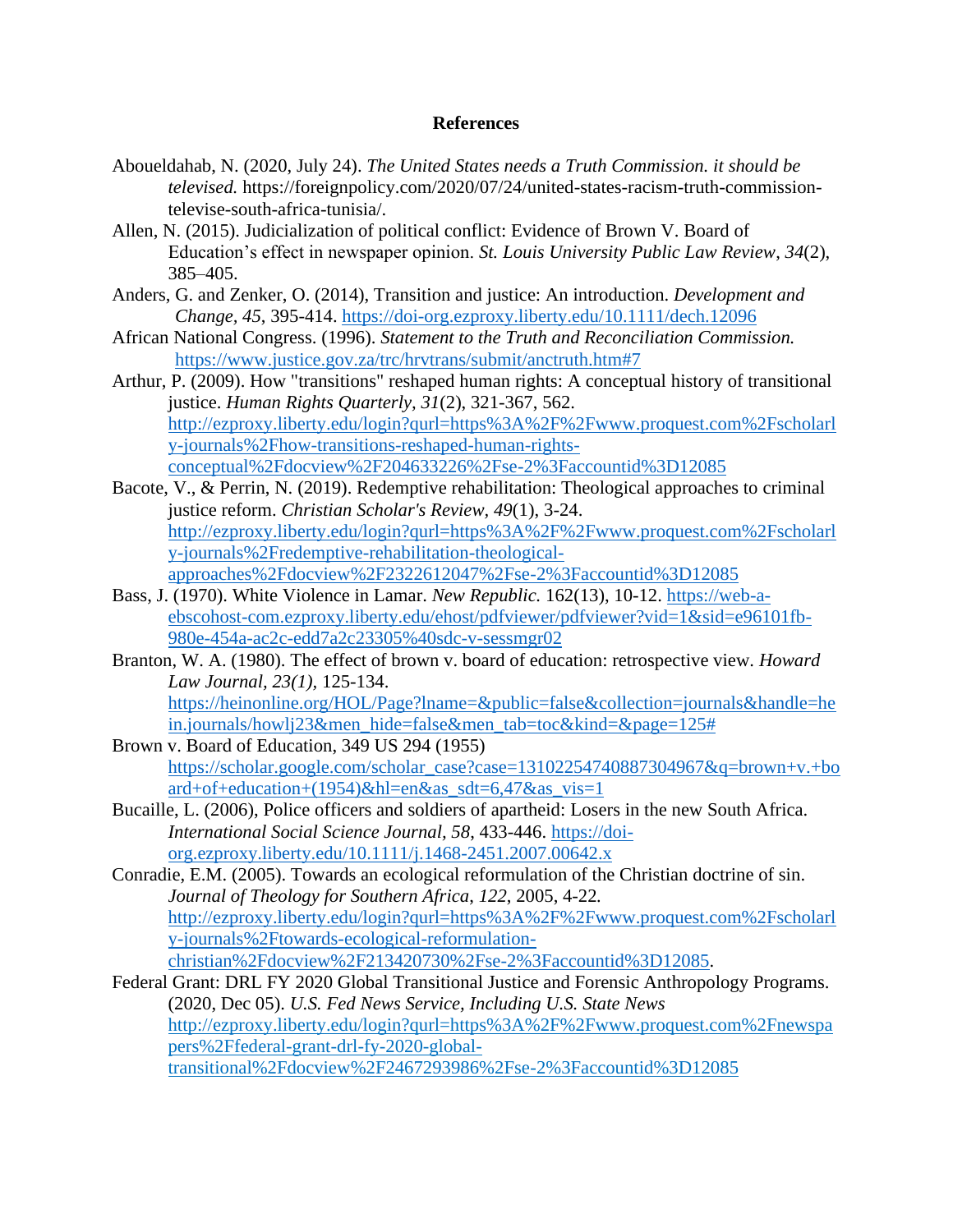# References

Aboueldahab, N. (2020, July 24). *The United States needs a Truth Commission. it should be televised.* https://foreignpolicy.com/2020/07/24/united-states-racism-truth-commission-televise-south-africa-tunisia/.

Allen, N. (2015). Judicialization of political conflict: Evidence of Brown V. Board of Education's effect in newspaper opinion. *St. Louis University Public Law Review*, *34*(2), 385–405.

Anders, G. and Zenker, O. (2014), Transition and justice: An introduction. *Development and Change, 45*, 395-414. https://doi-org.ezproxy.liberty.edu/10.1111/dech.12096

African National Congress. (1996). *Statement to the Truth and Reconciliation Commission.* https://www.justice.gov.za/trc/hrvtrans/submit/anctruth.htm#7

Arthur, P. (2009). How "transitions" reshaped human rights: A conceptual history of transitional justice. *Human Rights Quarterly*, *31*(2), 321-367, 562. http://ezproxy.liberty.edu/login?qurl=https%3A%2F%2Fwww.proquest.com%2Fscholarly-journals%2Fhow-transitions-reshaped-human-rights-conceptual%2Fdocview%2F204633226%2Fse-2%3Faccountid%3D12085

Bacote, V., & Perrin, N. (2019). Redemptive rehabilitation: Theological approaches to criminal justice reform. *Christian Scholar's Review, 49*(1), 3-24. http://ezproxy.liberty.edu/login?qurl=https%3A%2F%2Fwww.proquest.com%2Fscholarly-journals%2Fredemptive-rehabilitation-theological-approaches%2Fdocview%2F2322612047%2Fse-2%3Faccountid%3D12085

Bass, J. (1970). White Violence in Lamar. *New Republic.* 162(13), 10-12. https://web-a-ebscohost-com.ezproxy.liberty.edu/ehost/pdfviewer/pdfviewer?vid=1&sid=e96101fb-980e-454a-ac2c-edd7a2c23305%40sdc-v-sessmgr02

Branton, W. A. (1980). The effect of brown v. board of education: retrospective view. *Howard Law Journal, 23(1),* 125-134. https://heinonline.org/HOL/Page?lname=&public=false&collection=journals&handle=hein.journals/howlj23&men_hide=false&men_tab=toc&kind=&page=125#

Brown v. Board of Education, 349 US 294 (1955) https://scholar.google.com/scholar_case?case=13102254740887304967&q=brown+v.+board+of+education+(1954)&hl=en&as_sdt=6,47&as_vis=1

Bucaille, L. (2006), Police officers and soldiers of apartheid: Losers in the new South Africa. *International Social Science Journal, 58*, 433-446. https://doi-org.ezproxy.liberty.edu/10.1111/j.1468-2451.2007.00642.x

Conradie, E.M. (2005). Towards an ecological reformulation of the Christian doctrine of sin. *Journal of Theology for Southern Africa, 122*, 2005, 4-22. http://ezproxy.liberty.edu/login?qurl=https%3A%2F%2Fwww.proquest.com%2Fscholarly-journals%2Ftowards-ecological-reformulation-christian%2Fdocview%2F213420730%2Fse-2%3Faccountid%3D12085.

Federal Grant: DRL FY 2020 Global Transitional Justice and Forensic Anthropology Programs. (2020, Dec 05). *U.S. Fed News Service, Including U.S. State News* http://ezproxy.liberty.edu/login?qurl=https%3A%2F%2Fwww.proquest.com%2Fnewspapers%2Ffederal-grant-drl-fy-2020-global-transitional%2Fdocview%2F2467293986%2Fse-2%3Faccountid%3D12085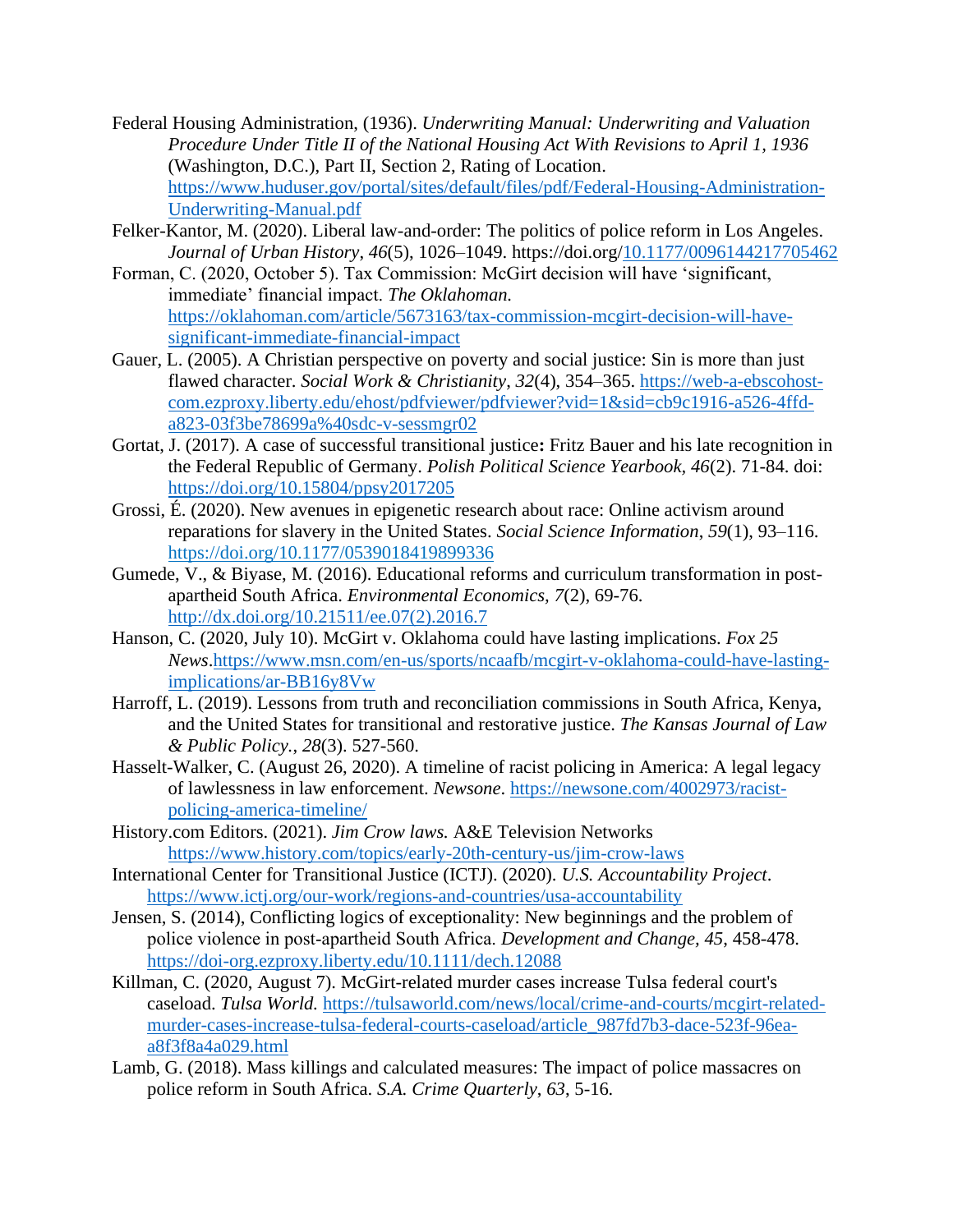Federal Housing Administration, (1936). *Underwriting Manual: Underwriting and Valuation Procedure Under Title II of the National Housing Act With Revisions to April 1, 1936* (Washington, D.C.), Part II, Section 2, Rating of Location. https://www.huduser.gov/portal/sites/default/files/pdf/Federal-Housing-Administration-Underwriting-Manual.pdf

Felker-Kantor, M. (2020). Liberal law-and-order: The politics of police reform in Los Angeles. *Journal of Urban History*, *46*(5), 1026–1049. https://doi.org/10.1177/0096144217705462

Forman, C. (2020, October 5). Tax Commission: McGirt decision will have 'significant, immediate' financial impact. *The Oklahoman.* https://oklahoman.com/article/5673163/tax-commission-mcgirt-decision-will-have-significant-immediate-financial-impact

Gauer, L. (2005). A Christian perspective on poverty and social justice: Sin is more than just flawed character. *Social Work & Christianity*, *32*(4), 354–365. https://web-a-ebscohost-com.ezproxy.liberty.edu/ehost/pdfviewer/pdfviewer?vid=1&sid=cb9c1916-a526-4ffd-a823-03f3be78699a%40sdc-v-sessmgr02

Gortat, J. (2017). A case of successful transitional justice**:** Fritz Bauer and his late recognition in the Federal Republic of Germany. *Polish Political Science Yearbook, 46*(2). 71-84. doi: https://doi.org/10.15804/ppsy2017205

Grossi, É. (2020). New avenues in epigenetic research about race: Online activism around reparations for slavery in the United States. *Social Science Information*, *59*(1), 93–116. https://doi.org/10.1177/0539018419899336

Gumede, V., & Biyase, M. (2016). Educational reforms and curriculum transformation in post-apartheid South Africa. *Environmental Economics, 7*(2), 69-76. http://dx.doi.org/10.21511/ee.07(2).2016.7

Hanson, C. (2020, July 10). McGirt v. Oklahoma could have lasting implications. *Fox 25 News*.https://www.msn.com/en-us/sports/ncaafb/mcgirt-v-oklahoma-could-have-lasting-implications/ar-BB16y8Vw

Harroff, L. (2019). Lessons from truth and reconciliation commissions in South Africa, Kenya, and the United States for transitional and restorative justice. *The Kansas Journal of Law & Public Policy.*, *28*(3). 527-560.

Hasselt-Walker, C. (August 26, 2020). A timeline of racist policing in America: A legal legacy of lawlessness in law enforcement. *Newsone*. https://newsone.com/4002973/racist-policing-america-timeline/

History.com Editors. (2021). *Jim Crow laws.* A&E Television Networks https://www.history.com/topics/early-20th-century-us/jim-crow-laws

International Center for Transitional Justice (ICTJ). (2020). *U.S. Accountability Project*. https://www.ictj.org/our-work/regions-and-countries/usa-accountability

Jensen, S. (2014), Conflicting logics of exceptionality: New beginnings and the problem of police violence in post-apartheid South Africa. *Development and Change, 45*, 458-478. https://doi-org.ezproxy.liberty.edu/10.1111/dech.12088

Killman, C. (2020, August 7). McGirt-related murder cases increase Tulsa federal court's caseload. *Tulsa World.* https://tulsaworld.com/news/local/crime-and-courts/mcgirt-related-murder-cases-increase-tulsa-federal-courts-caseload/article_987fd7b3-dace-523f-96ea-a8f3f8a4a029.html

Lamb, G. (2018). Mass killings and calculated measures: The impact of police massacres on police reform in South Africa. *S.A. Crime Quarterly*, *63*, 5-16.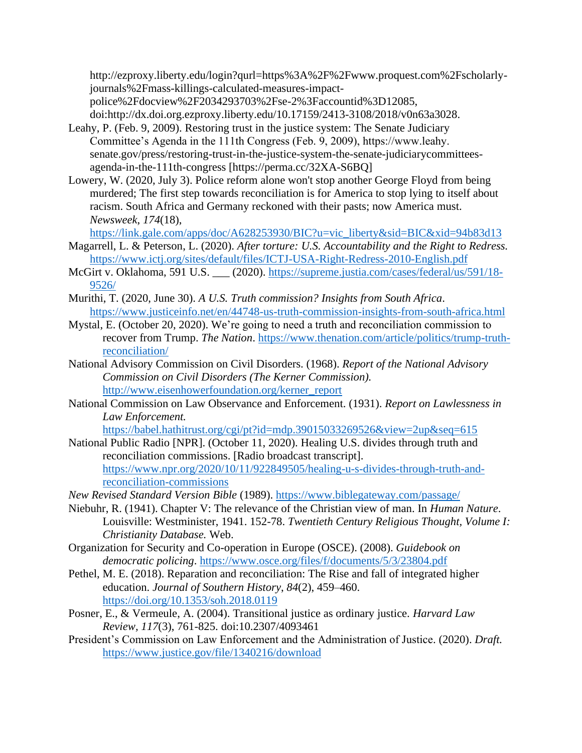http://ezproxy.liberty.edu/login?qurl=https%3A%2F%2Fwww.proquest.com%2Fscholarly-journals%2Fmass-killings-calculated-measures-impact-police%2Fdocview%2F2034293703%2Fse-2%3Faccountid%3D12085, doi:http://dx.doi.org.ezproxy.liberty.edu/10.17159/2413-3108/2018/v0n63a3028.

Leahy, P. (Feb. 9, 2009). Restoring trust in the justice system: The Senate Judiciary Committee's Agenda in the 111th Congress (Feb. 9, 2009), https://www.leahy.senate.gov/press/restoring-trust-in-the-justice-system-the-senate-judiciarycommittees-agenda-in-the-111th-congress [https://perma.cc/32XA-S6BQ]

Lowery, W. (2020, July 3). Police reform alone won't stop another George Floyd from being murdered; The first step towards reconciliation is for America to stop lying to itself about racism. South Africa and Germany reckoned with their pasts; now America must. *Newsweek*, *174*(18), https://link.gale.com/apps/doc/A628253930/BIC?u=vic_liberty&sid=BIC&xid=94b83d13

Magarrell, L. & Peterson, L. (2020). *After torture: U.S. Accountability and the Right to Redress.* https://www.ictj.org/sites/default/files/ICTJ-USA-Right-Redress-2010-English.pdf

McGirt v. Oklahoma, 591 U.S. ___ (2020). https://supreme.justia.com/cases/federal/us/591/18-9526/

Murithi, T. (2020, June 30). *A U.S. Truth commission? Insights from South Africa*. https://www.justiceinfo.net/en/44748-us-truth-commission-insights-from-south-africa.html

Mystal, E. (October 20, 2020). We're going to need a truth and reconciliation commission to recover from Trump. *The Nation*. https://www.thenation.com/article/politics/trump-truth-reconciliation/

National Advisory Commission on Civil Disorders. (1968). *Report of the National Advisory Commission on Civil Disorders (The Kerner Commission).* http://www.eisenhowerfoundation.org/kerner_report

National Commission on Law Observance and Enforcement. (1931). *Report on Lawlessness in Law Enforcement.* https://babel.hathitrust.org/cgi/pt?id=mdp.39015033269526&view=2up&seq=615

National Public Radio [NPR]. (October 11, 2020). Healing U.S. divides through truth and reconciliation commissions. [Radio broadcast transcript]. https://www.npr.org/2020/10/11/922849505/healing-u-s-divides-through-truth-and-reconciliation-commissions

*New Revised Standard Version Bible* (1989). https://www.biblegateway.com/passage/

Niebuhr, R. (1941). Chapter V: The relevance of the Christian view of man. In *Human Nature*. Louisville: Westminister, 1941. 152-78. *Twentieth Century Religious Thought, Volume I: Christianity Database.* Web.

Organization for Security and Co-operation in Europe (OSCE). (2008). *Guidebook on democratic policing*. https://www.osce.org/files/f/documents/5/3/23804.pdf

Pethel, M. E. (2018). Reparation and reconciliation: The Rise and fall of integrated higher education. *Journal of Southern History*, *84*(2), 459–460. https://doi.org/10.1353/soh.2018.0119

Posner, E., & Vermeule, A. (2004). Transitional justice as ordinary justice. *Harvard Law Review*, *117*(3), 761-825. doi:10.2307/4093461

President's Commission on Law Enforcement and the Administration of Justice. (2020). *Draft.* https://www.justice.gov/file/1340216/download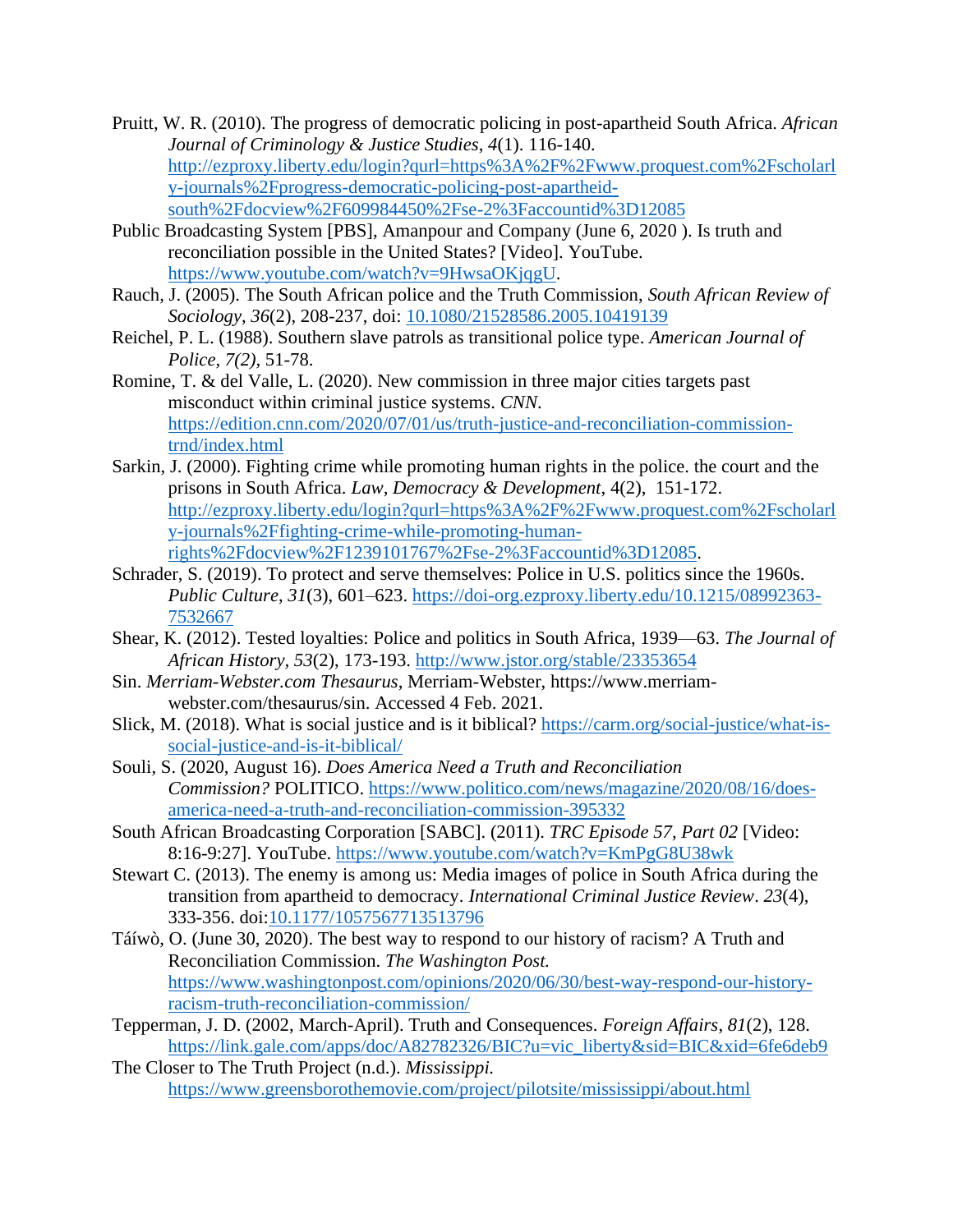Pruitt, W. R. (2010). The progress of democratic policing in post-apartheid South Africa. *African Journal of Criminology & Justice Studies*, *4*(1). 116-140. http://ezproxy.liberty.edu/login?qurl=https%3A%2F%2Fwww.proquest.com%2Fscholarly-journals%2Fprogress-democratic-policing-post-apartheid-south%2Fdocview%2F609984450%2Fse-2%3Faccountid%3D12085

Public Broadcasting System [PBS], Amanpour and Company (June 6, 2020 ). Is truth and reconciliation possible in the United States? [Video]. YouTube. https://www.youtube.com/watch?v=9HwsaOKjqgU.

Rauch, J. (2005). The South African police and the Truth Commission, *South African Review of Sociology*, *36*(2), 208-237, doi: 10.1080/21528586.2005.10419139

Reichel, P. L. (1988). Southern slave patrols as transitional police type. *American Journal of Police*, *7(2)*, 51-78.

Romine, T. & del Valle, L. (2020). New commission in three major cities targets past misconduct within criminal justice systems. *CNN.* https://edition.cnn.com/2020/07/01/us/truth-justice-and-reconciliation-commission-trnd/index.html

Sarkin, J. (2000). Fighting crime while promoting human rights in the police. the court and the prisons in South Africa. *Law, Democracy & Development*, 4(2), 151-172. http://ezproxy.liberty.edu/login?qurl=https%3A%2F%2Fwww.proquest.com%2Fscholarly-journals%2Ffighting-crime-while-promoting-human-rights%2Fdocview%2F1239101767%2Fse-2%3Faccountid%3D12085.

Schrader, S. (2019). To protect and serve themselves: Police in U.S. politics since the 1960s. *Public Culture*, *31*(3), 601–623. https://doi-org.ezproxy.liberty.edu/10.1215/08992363-7532667

Shear, K. (2012). Tested loyalties: Police and politics in South Africa, 1939—63. *The Journal of African History*, *53*(2), 173-193. http://www.jstor.org/stable/23353654

Sin. *Merriam-Webster.com Thesaurus*, Merriam-Webster, https://www.merriam-webster.com/thesaurus/sin. Accessed 4 Feb. 2021.

Slick, M. (2018). What is social justice and is it biblical? https://carm.org/social-justice/what-is-social-justice-and-is-it-biblical/

Souli, S. (2020, August 16). *Does America Need a Truth and Reconciliation Commission?* POLITICO. https://www.politico.com/news/magazine/2020/08/16/does-america-need-a-truth-and-reconciliation-commission-395332

South African Broadcasting Corporation [SABC]. (2011). *TRC Episode 57, Part 02* [Video: 8:16-9:27]. YouTube. https://www.youtube.com/watch?v=KmPgG8U38wk

Stewart C. (2013). The enemy is among us: Media images of police in South Africa during the transition from apartheid to democracy. *International Criminal Justice Review*. *23*(4), 333-356. doi:10.1177/1057567713513796

Táíwò, O. (June 30, 2020). The best way to respond to our history of racism? A Truth and Reconciliation Commission. *The Washington Post.* https://www.washingtonpost.com/opinions/2020/06/30/best-way-respond-our-history-racism-truth-reconciliation-commission/

Tepperman, J. D. (2002, March-April). Truth and Consequences. *Foreign Affairs*, *81*(2), 128. https://link.gale.com/apps/doc/A82782326/BIC?u=vic_liberty&sid=BIC&xid=6fe6deb9

The Closer to The Truth Project (n.d.). *Mississippi.* https://www.greensborothemovie.com/project/pilotsite/mississippi/about.html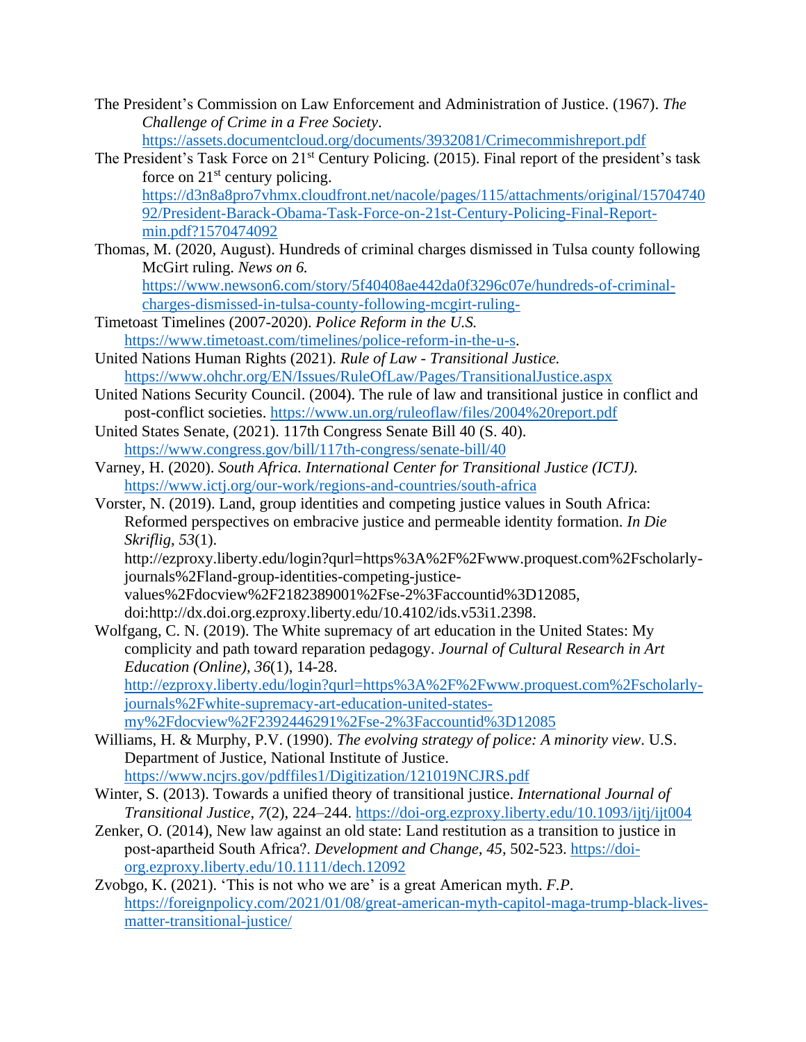The President's Commission on Law Enforcement and Administration of Justice. (1967). *The Challenge of Crime in a Free Society*. https://assets.documentcloud.org/documents/3932081/Crimecommishreport.pdf

The President's Task Force on 21st Century Policing. (2015). Final report of the president's task force on 21st century policing. https://d3n8a8pro7vhmx.cloudfront.net/nacole/pages/115/attachments/original/1570474092/President-Barack-Obama-Task-Force-on-21st-Century-Policing-Final-Report-min.pdf?1570474092

Thomas, M. (2020, August). Hundreds of criminal charges dismissed in Tulsa county following McGirt ruling. *News on 6.* https://www.newson6.com/story/5f40408ae442da0f3296c07e/hundreds-of-criminal-charges-dismissed-in-tulsa-county-following-mcgirt-ruling-

Timetoast Timelines (2007-2020). *Police Reform in the U.S.* https://www.timetoast.com/timelines/police-reform-in-the-u-s.

United Nations Human Rights (2021). *Rule of Law - Transitional Justice.* https://www.ohchr.org/EN/Issues/RuleOfLaw/Pages/TransitionalJustice.aspx

United Nations Security Council. (2004). The rule of law and transitional justice in conflict and post-conflict societies. https://www.un.org/ruleoflaw/files/2004%20report.pdf

United States Senate, (2021). 117th Congress Senate Bill 40 (S. 40). https://www.congress.gov/bill/117th-congress/senate-bill/40

Varney, H. (2020). *South Africa. International Center for Transitional Justice (ICTJ).* https://www.ictj.org/our-work/regions-and-countries/south-africa

Vorster, N. (2019). Land, group identities and competing justice values in South Africa: Reformed perspectives on embracive justice and permeable identity formation. *In Die Skriflig, 53*(1). http://ezproxy.liberty.edu/login?qurl=https%3A%2F%2Fwww.proquest.com%2Fscholarly-journals%2Fland-group-identities-competing-justice-values%2Fdocview%2F2182389001%2Fse-2%3Faccountid%3D12085, doi:http://dx.doi.org.ezproxy.liberty.edu/10.4102/ids.v53i1.2398.

Wolfgang, C. N. (2019). The White supremacy of art education in the United States: My complicity and path toward reparation pedagogy. *Journal of Cultural Research in Art Education (Online), 36*(1), 14-28. http://ezproxy.liberty.edu/login?qurl=https%3A%2F%2Fwww.proquest.com%2Fscholarly-journals%2Fwhite-supremacy-art-education-united-states-my%2Fdocview%2F2392446291%2Fse-2%3Faccountid%3D12085

Williams, H. & Murphy, P.V. (1990). *The evolving strategy of police: A minority view*. U.S. Department of Justice, National Institute of Justice. https://www.ncjrs.gov/pdffiles1/Digitization/121019NCJRS.pdf

Winter, S. (2013). Towards a unified theory of transitional justice. *International Journal of Transitional Justice*, *7*(2), 224–244. https://doi-org.ezproxy.liberty.edu/10.1093/ijtj/ijt004

Zenker, O. (2014), New law against an old state: Land restitution as a transition to justice in post-apartheid South Africa?. *Development and Change*, *45*, 502-523. https://doi-org.ezproxy.liberty.edu/10.1111/dech.12092

Zvobgo, K. (2021). 'This is not who we are' is a great American myth. *F.P*. https://foreignpolicy.com/2021/01/08/great-american-myth-capitol-maga-trump-black-lives-matter-transitional-justice/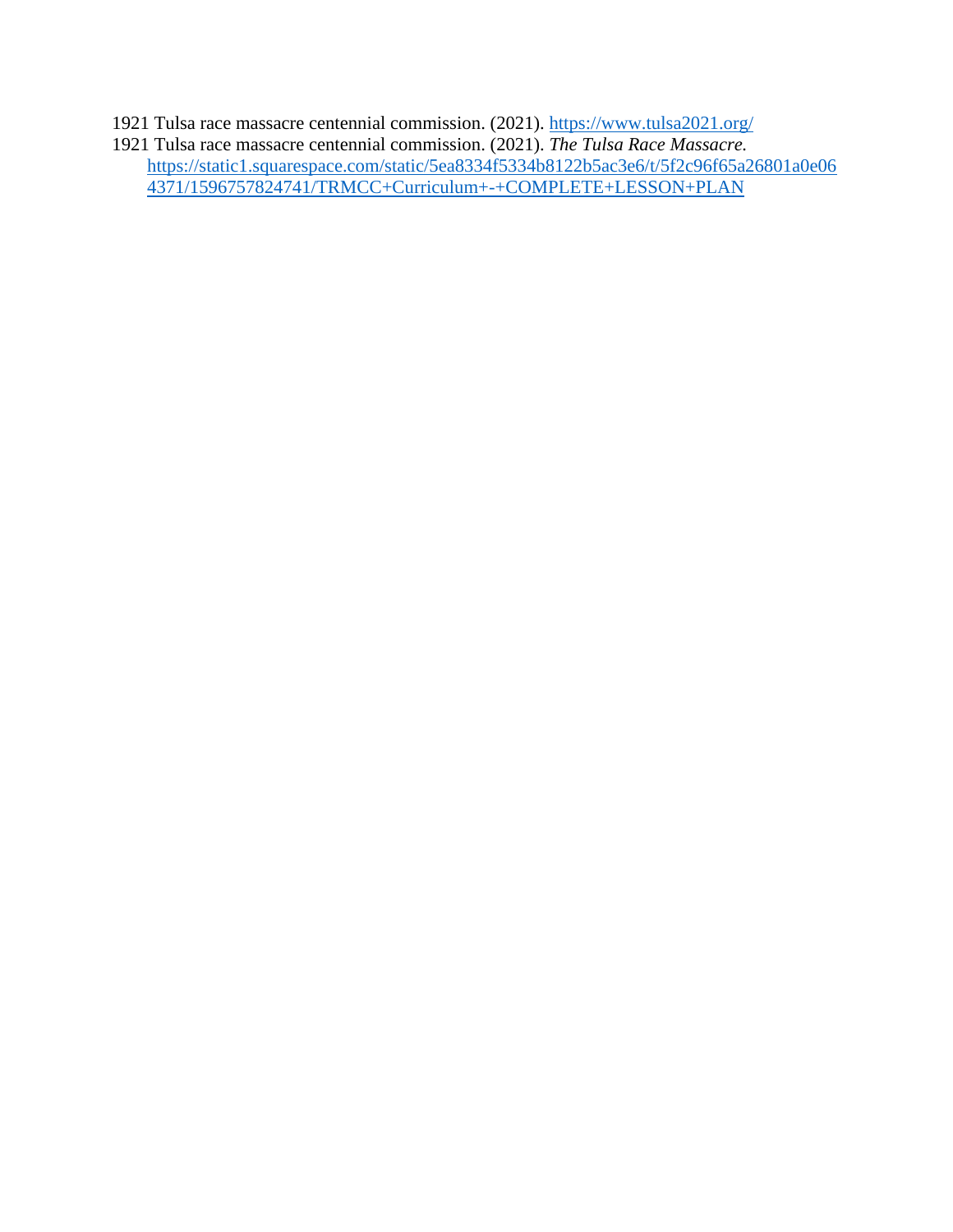1921 Tulsa race massacre centennial commission. (2021). https://www.tulsa2021.org/

1921 Tulsa race massacre centennial commission. (2021). *The Tulsa Race Massacre.* https://static1.squarespace.com/static/5ea8334f5334b8122b5ac3e6/t/5f2c96f65a26801a0e064371/1596757824741/TRMCC+Curriculum+-+COMPLETE+LESSON+PLAN